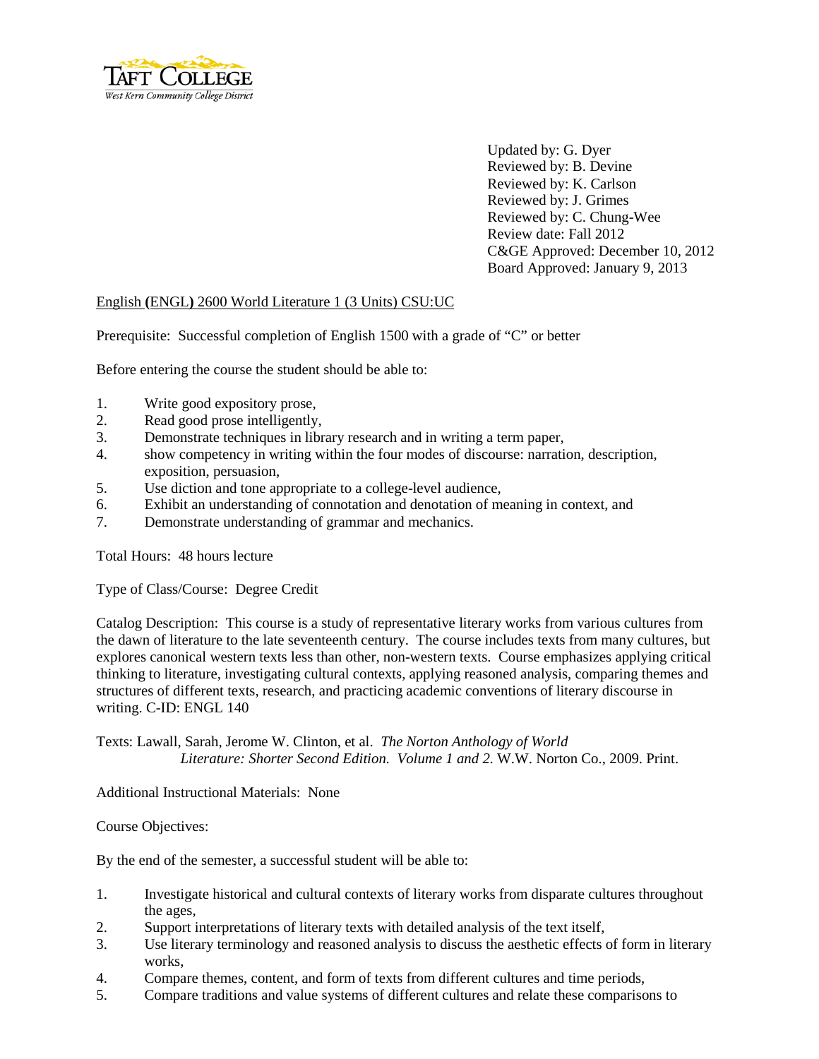Updated by: G. Dyer
Reviewed by: B. Devine
Reviewed by: K. Carlson
Reviewed by: J. Grimes
Reviewed by: C. Chung-Wee
Review date: Fall 2012
C&GE Approved: December 10, 2012
Board Approved: January 9, 2013

English (ENGL) 2600 World Literature 1 (3 Units) CSU:UC

Prerequisite: Successful completion of English 1500 with a grade of "C" or better

Before entering the course the student should be able to:

1. Write good expository prose,
2. Read good prose intelligently,
3. Demonstrate techniques in library research and in writing a term paper,
4. show competency in writing within the four modes of discourse: narration, description, exposition, persuasion,
5. Use diction and tone appropriate to a college-level audience,
6. Exhibit an understanding of connotation and denotation of meaning in context, and
7. Demonstrate understanding of grammar and mechanics.

Total Hours: 48 hours lecture

Type of Class/Course: Degree Credit

Catalog Description: This course is a study of representative literary works from various cultures from the dawn of literature to the late seventeenth century. The course includes texts from many cultures, but explores canonical western texts less than other, non-western texts. Course emphasizes applying critical thinking to literature, investigating cultural contexts, applying reasoned analysis, comparing themes and structures of different texts, research, and practicing academic conventions of literary discourse in writing. C-ID: ENGL 140

Texts: Lawall, Sarah, Jerome W. Clinton, et al. *The Norton Anthology of World Literature: Shorter Second Edition. Volume 1 and 2.* W.W. Norton Co., 2009. Print.

Additional Instructional Materials: None

Course Objectives:

By the end of the semester, a successful student will be able to:

1. Investigate historical and cultural contexts of literary works from disparate cultures throughout the ages,
2. Support interpretations of literary texts with detailed analysis of the text itself,
3. Use literary terminology and reasoned analysis to discuss the aesthetic effects of form in literary works,
4. Compare themes, content, and form of texts from different cultures and time periods,
5. Compare traditions and value systems of different cultures and relate these comparisons to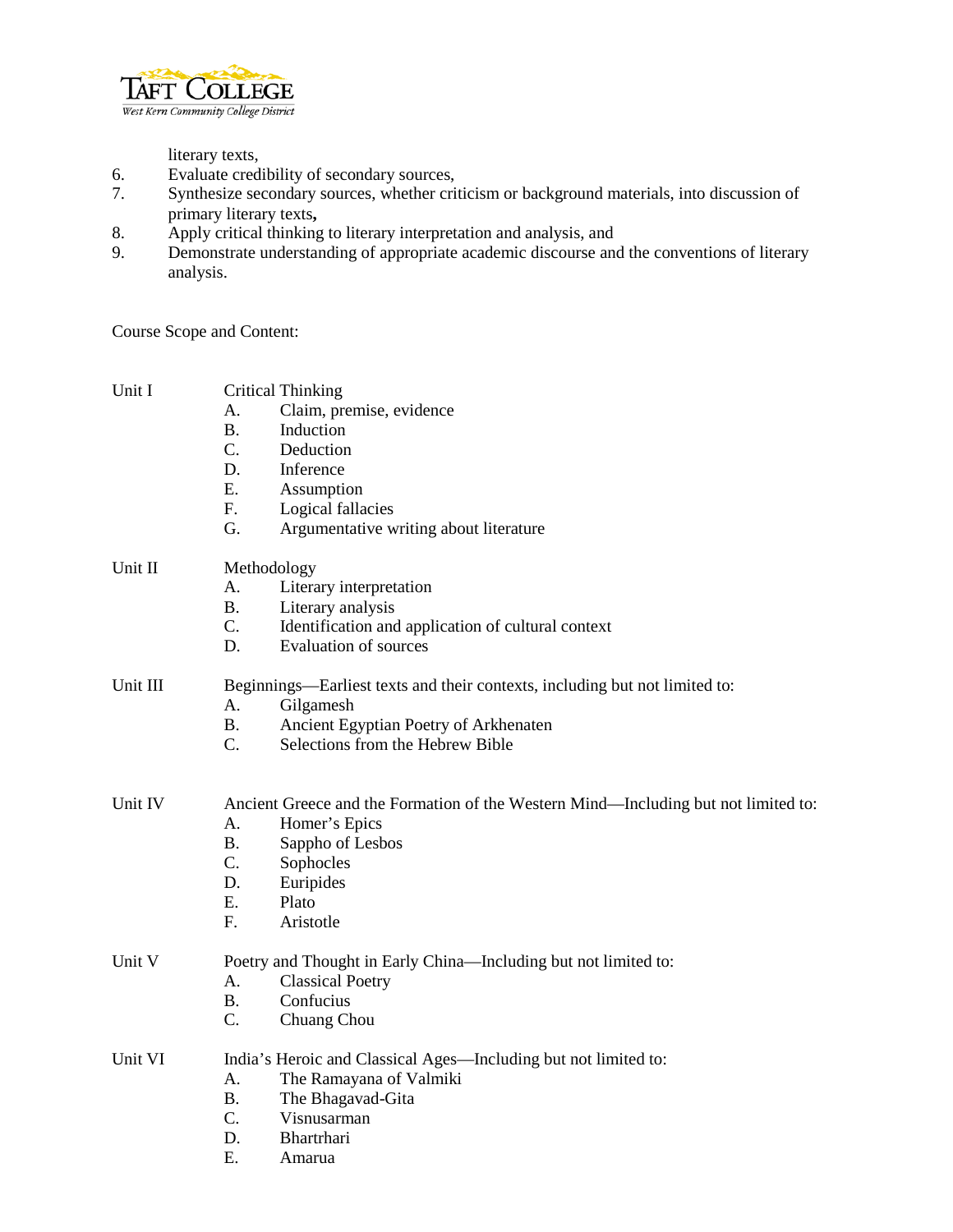literary texts,

6. Evaluate credibility of secondary sources,
7. Synthesize secondary sources, whether criticism or background materials, into discussion of primary literary texts**,**
8. Apply critical thinking to literary interpretation and analysis, and
9. Demonstrate understanding of appropriate academic discourse and the conventions of literary analysis.

Course Scope and Content:

Unit I Critical Thinking

- A. Claim, premise, evidence
- B. Induction
- C. Deduction
- D. Inference
- E. Assumption
- F. Logical fallacies
- G. Argumentative writing about literature

Unit II Methodology

- A. Literary interpretation
- B. Literary analysis
- C. Identification and application of cultural context
- D. Evaluation of sources

Unit III Beginnings—Earliest texts and their contexts, including but not limited to:

- A. Gilgamesh
- B. Ancient Egyptian Poetry of Arkhenaten
- C. Selections from the Hebrew Bible

Unit IV Ancient Greece and the Formation of the Western Mind—Including but not limited to:

- A. Homer's Epics
- B. Sappho of Lesbos
- C. Sophocles
- D. Euripides
- E. Plato
- F. Aristotle

Unit V Poetry and Thought in Early China—Including but not limited to:

- A. Classical Poetry
- B. Confucius
- C. Chuang Chou

Unit VI India's Heroic and Classical Ages—Including but not limited to:

- A. The Ramayana of Valmiki
- B. The Bhagavad-Gita
- C. Visnusarman
- D. Bhartrhari
- E. Amarua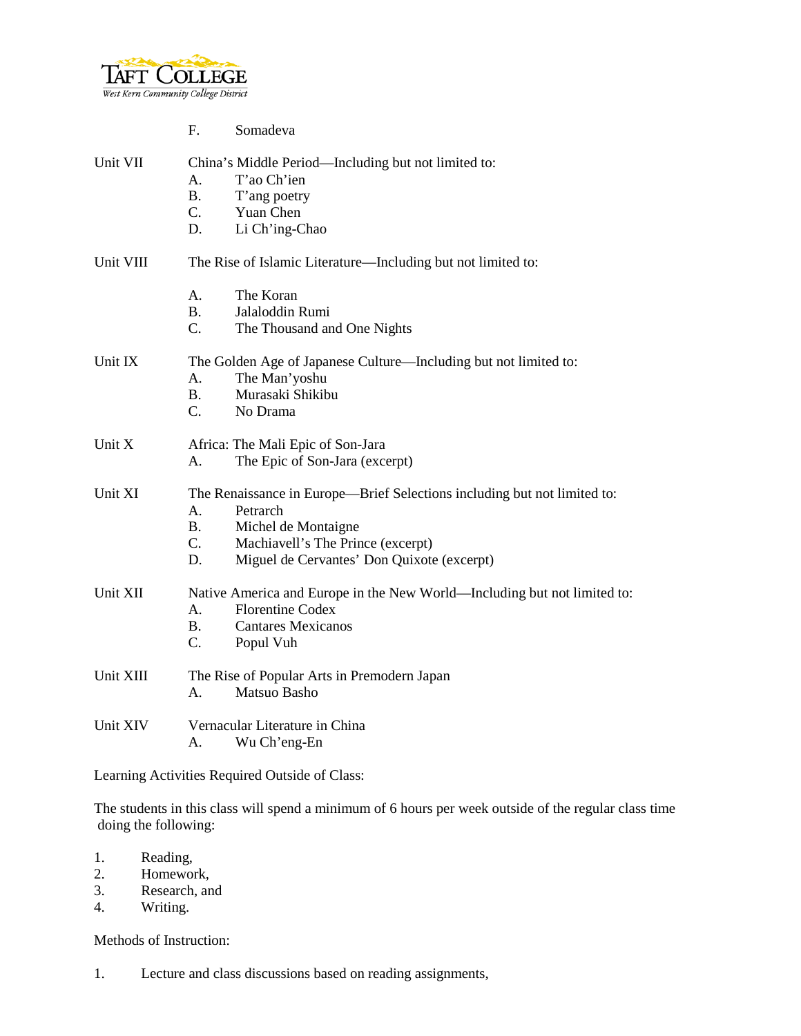F. Somadeva

Unit VII China's Middle Period—Including but not limited to:

A. T'ao Ch'ien
B. T'ang poetry
C. Yuan Chen
D. Li Ch'ing-Chao

Unit VIII The Rise of Islamic Literature—Including but not limited to:

A. The Koran
B. Jalaloddin Rumi
C. The Thousand and One Nights

Unit IX The Golden Age of Japanese Culture—Including but not limited to:

A. The Man'yoshu
B. Murasaki Shikibu
C. No Drama

Unit X Africa: The Mali Epic of Son-Jara

A. The Epic of Son-Jara (excerpt)

Unit XI The Renaissance in Europe—Brief Selections including but not limited to:

A. Petrarch
B. Michel de Montaigne
C. Machiavell's The Prince (excerpt)
D. Miguel de Cervantes' Don Quixote (excerpt)

Unit XII Native America and Europe in the New World—Including but not limited to:

A. Florentine Codex
B. Cantares Mexicanos
C. Popul Vuh

Unit XIII The Rise of Popular Arts in Premodern Japan

A. Matsuo Basho

Unit XIV Vernacular Literature in China

A. Wu Ch'eng-En

Learning Activities Required Outside of Class:

The students in this class will spend a minimum of 6 hours per week outside of the regular class time doing the following:

1. Reading,
2. Homework,
3. Research, and
4. Writing.

Methods of Instruction:

1. Lecture and class discussions based on reading assignments,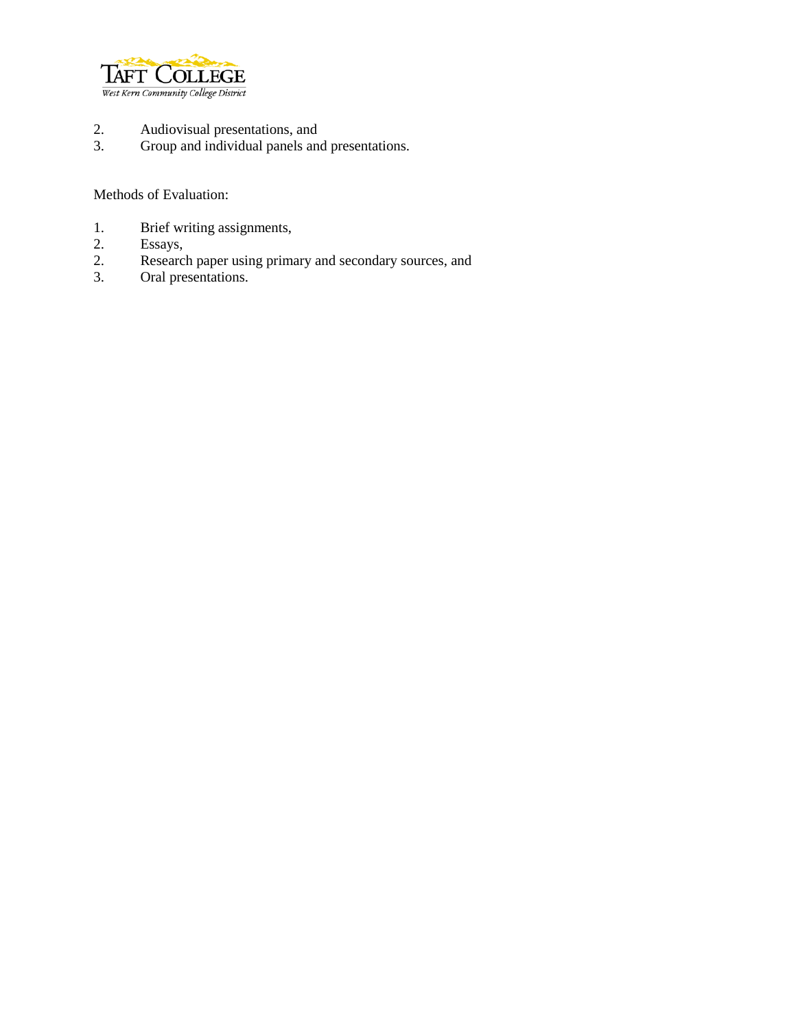2. Audiovisual presentations, and
3. Group and individual panels and presentations.

Methods of Evaluation:

1. Brief writing assignments,
2. Essays,
2. Research paper using primary and secondary sources, and
3. Oral presentations.